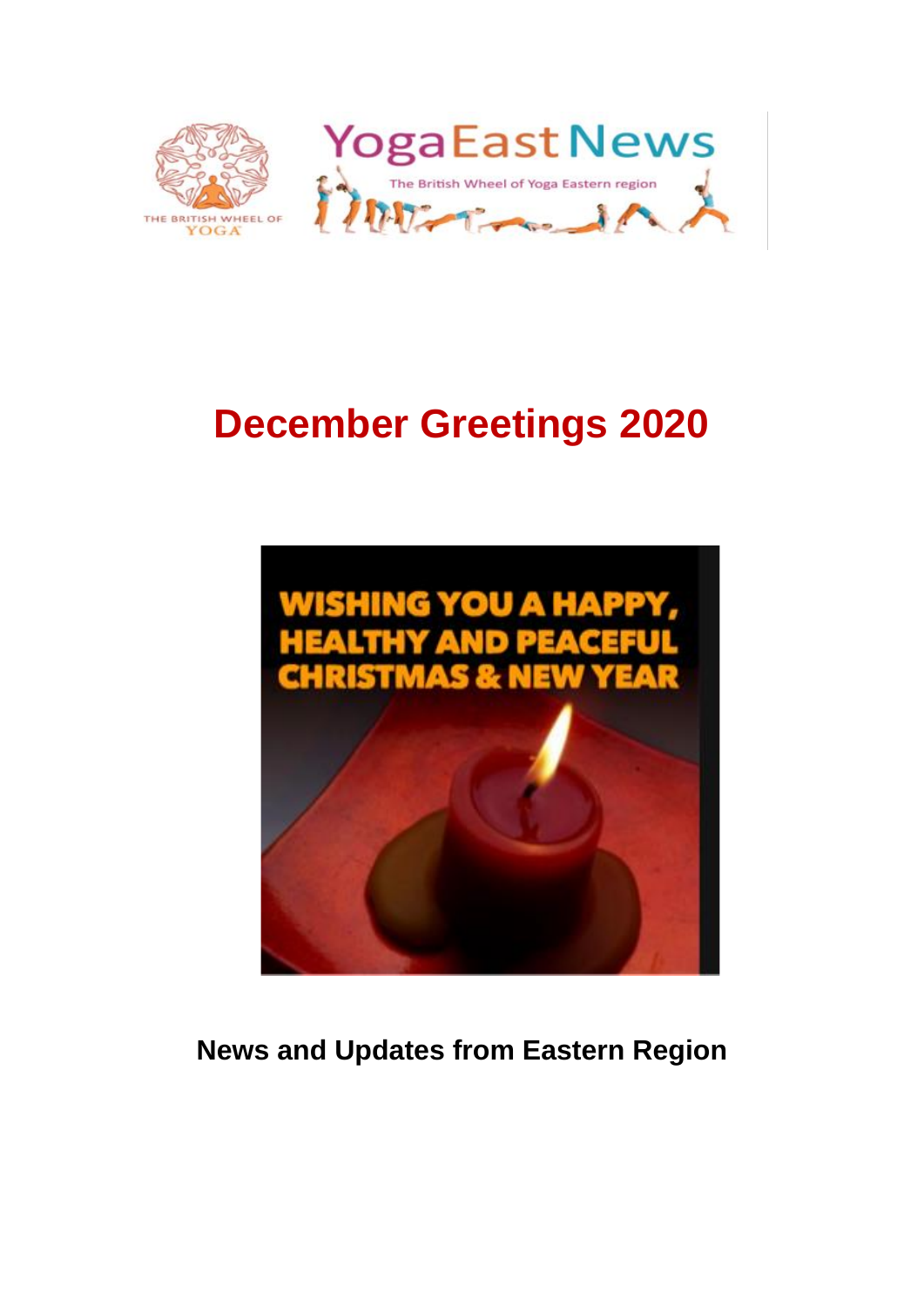# December Greetings 2020

## News and Updates from Eastern Region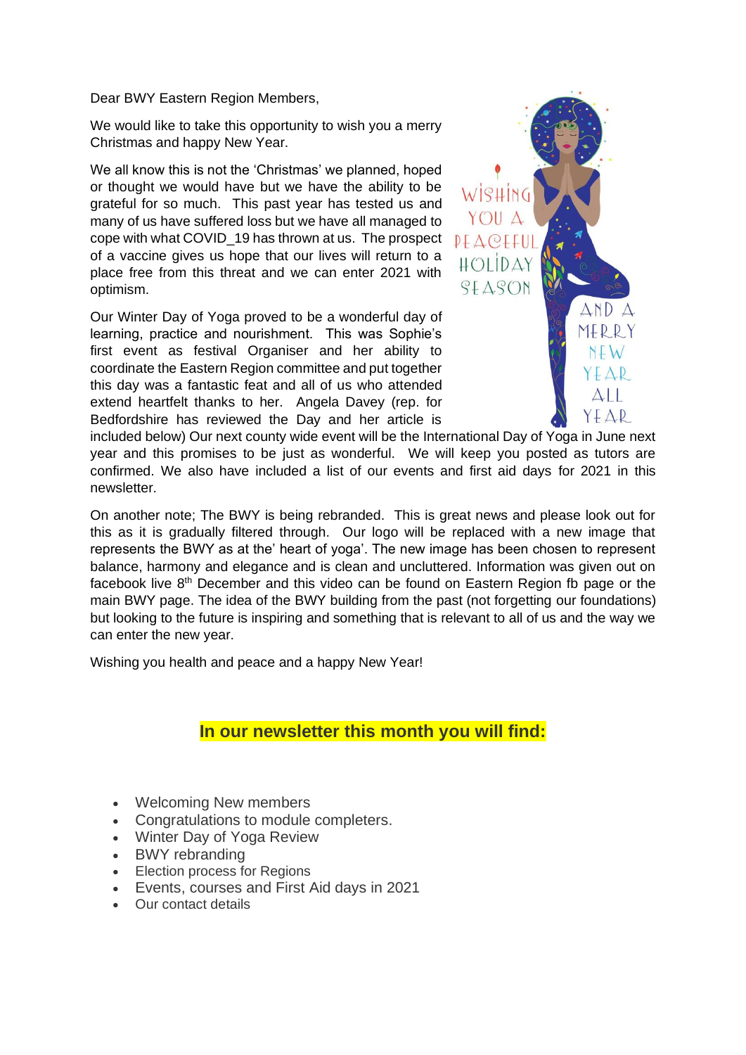Dear BWY Eastern Region Members,

We would like to take this opportunity to wish you a merry Christmas and happy New Year.

We all know this is not the 'Christmas' we planned, hoped or thought we would have but we have the ability to be grateful for so much. This past year has tested us and many of us have suffered loss but we have all managed to cope with what COVID_19 has thrown at us. The prospect of a vaccine gives us hope that our lives will return to a place free from this threat and we can enter 2021 with optimism.

Our Winter Day of Yoga proved to be a wonderful day of learning, practice and nourishment. This was Sophie's first event as festival Organiser and her ability to coordinate the Eastern Region committee and put together this day was a fantastic feat and all of us who attended extend heartfelt thanks to her. Angela Davey (rep. for Bedfordshire has reviewed the Day and her article is included below) Our next county wide event will be the International Day of Yoga in June next year and this promises to be just as wonderful. We will keep you posted as tutors are confirmed. We also have included a list of our events and first aid days for 2021 in this newsletter.

On another note; The BWY is being rebranded. This is great news and please look out for this as it is gradually filtered through. Our logo will be replaced with a new image that represents the BWY as at the' heart of yoga'. The new image has been chosen to represent balance, harmony and elegance and is clean and uncluttered. Information was given out on facebook live 8th December and this video can be found on Eastern Region fb page or the main BWY page. The idea of the BWY building from the past (not forgetting our foundations) but looking to the future is inspiring and something that is relevant to all of us and the way we can enter the new year.

Wishing you health and peace and a happy New Year!

## **In our newsletter this month you will find:**

- Welcoming New members
- Congratulations to module completers.
- Winter Day of Yoga Review
- BWY rebranding
- Election process for Regions
- Events, courses and First Aid days in 2021
- Our contact details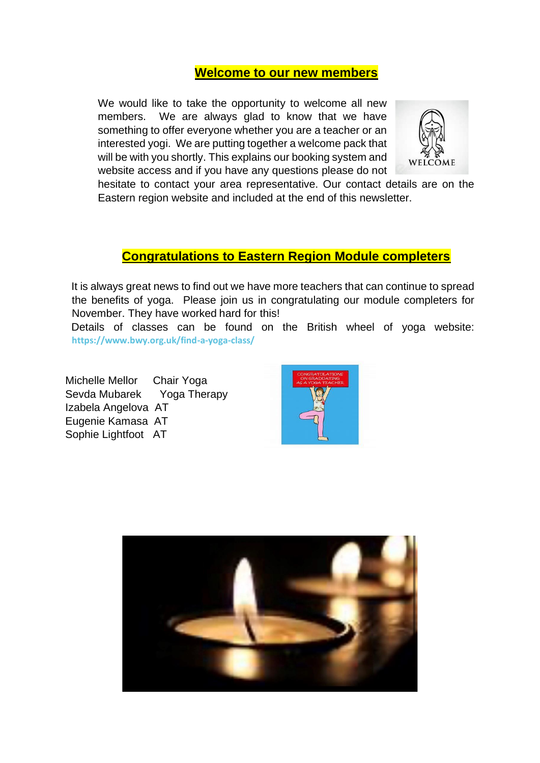## Welcome to our new members

We would like to take the opportunity to welcome all new members. We are always glad to know that we have something to offer everyone whether you are a teacher or an interested yogi. We are putting together a welcome pack that will be with you shortly. This explains our booking system and website access and if you have any questions please do not hesitate to contact your area representative. Our contact details are on the Eastern region website and included at the end of this newsletter.

## Congratulations to Eastern Region Module completers

It is always great news to find out we have more teachers that can continue to spread the benefits of yoga. Please join us in congratulating our module completers for November. They have worked hard for this!

Details of classes can be found on the British wheel of yoga website: https://www.bwy.org.uk/find-a-yoga-class/

Michelle Mellor Chair Yoga
Sevda Mubarek Yoga Therapy
Izabela Angelova AT
Eugenie Kamasa AT
Sophie Lightfoot AT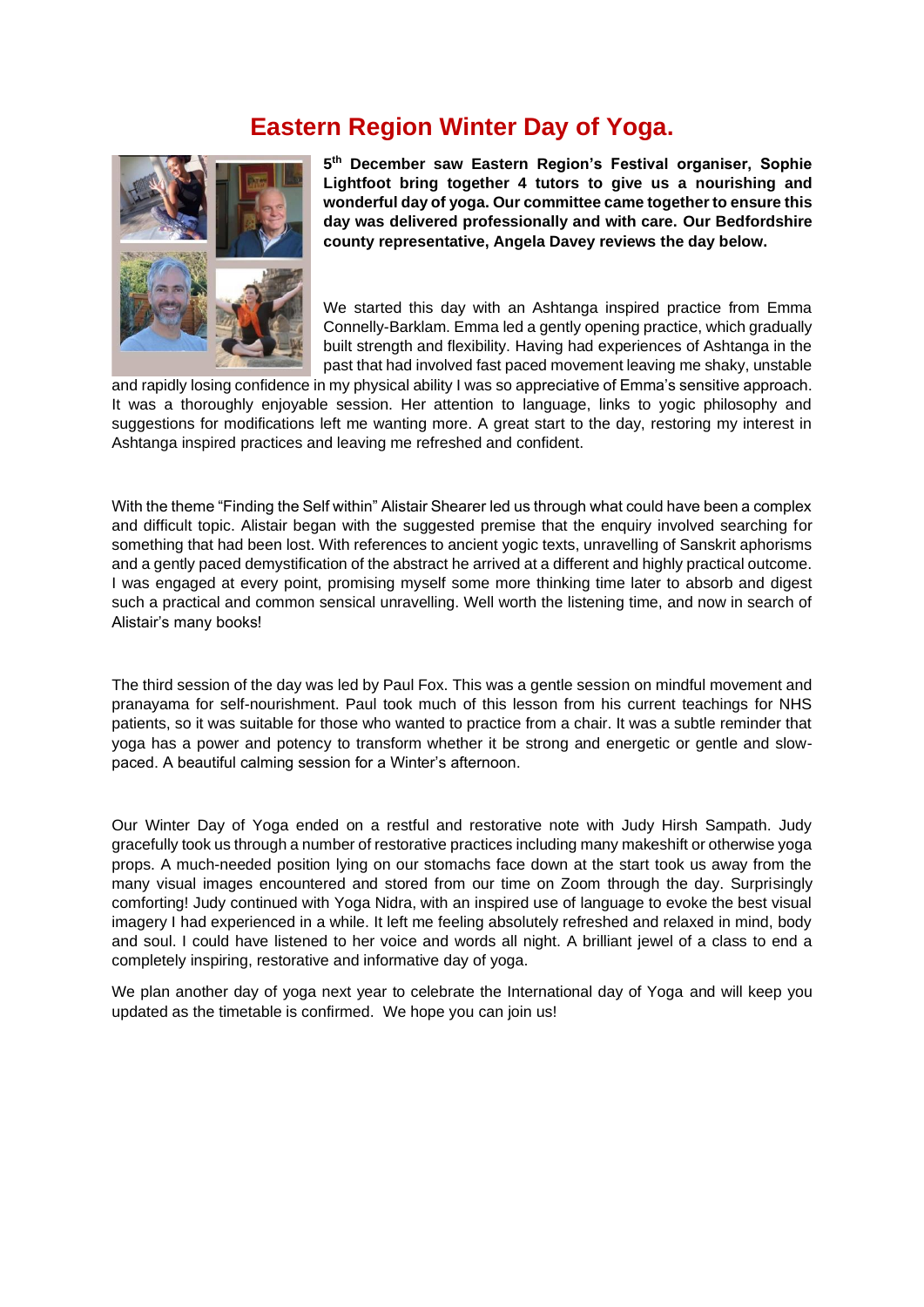# Eastern Region Winter Day of Yoga.

**5th December saw Eastern Region's Festival organiser, Sophie Lightfoot bring together 4 tutors to give us a nourishing and wonderful day of yoga. Our committee came together to ensure this day was delivered professionally and with care. Our Bedfordshire county representative, Angela Davey reviews the day below.**

We started this day with an Ashtanga inspired practice from Emma Connelly-Barklam. Emma led a gently opening practice, which gradually built strength and flexibility. Having had experiences of Ashtanga in the past that had involved fast paced movement leaving me shaky, unstable and rapidly losing confidence in my physical ability I was so appreciative of Emma's sensitive approach. It was a thoroughly enjoyable session. Her attention to language, links to yogic philosophy and suggestions for modifications left me wanting more. A great start to the day, restoring my interest in Ashtanga inspired practices and leaving me refreshed and confident.

With the theme "Finding the Self within" Alistair Shearer led us through what could have been a complex and difficult topic. Alistair began with the suggested premise that the enquiry involved searching for something that had been lost. With references to ancient yogic texts, unravelling of Sanskrit aphorisms and a gently paced demystification of the abstract he arrived at a different and highly practical outcome. I was engaged at every point, promising myself some more thinking time later to absorb and digest such a practical and common sensical unravelling. Well worth the listening time, and now in search of Alistair's many books!

The third session of the day was led by Paul Fox. This was a gentle session on mindful movement and pranayama for self-nourishment. Paul took much of this lesson from his current teachings for NHS patients, so it was suitable for those who wanted to practice from a chair. It was a subtle reminder that yoga has a power and potency to transform whether it be strong and energetic or gentle and slow-paced. A beautiful calming session for a Winter's afternoon.

Our Winter Day of Yoga ended on a restful and restorative note with Judy Hirsh Sampath. Judy gracefully took us through a number of restorative practices including many makeshift or otherwise yoga props. A much-needed position lying on our stomachs face down at the start took us away from the many visual images encountered and stored from our time on Zoom through the day. Surprisingly comforting! Judy continued with Yoga Nidra, with an inspired use of language to evoke the best visual imagery I had experienced in a while. It left me feeling absolutely refreshed and relaxed in mind, body and soul. I could have listened to her voice and words all night. A brilliant jewel of a class to end a completely inspiring, restorative and informative day of yoga.

We plan another day of yoga next year to celebrate the International day of Yoga and will keep you updated as the timetable is confirmed. We hope you can join us!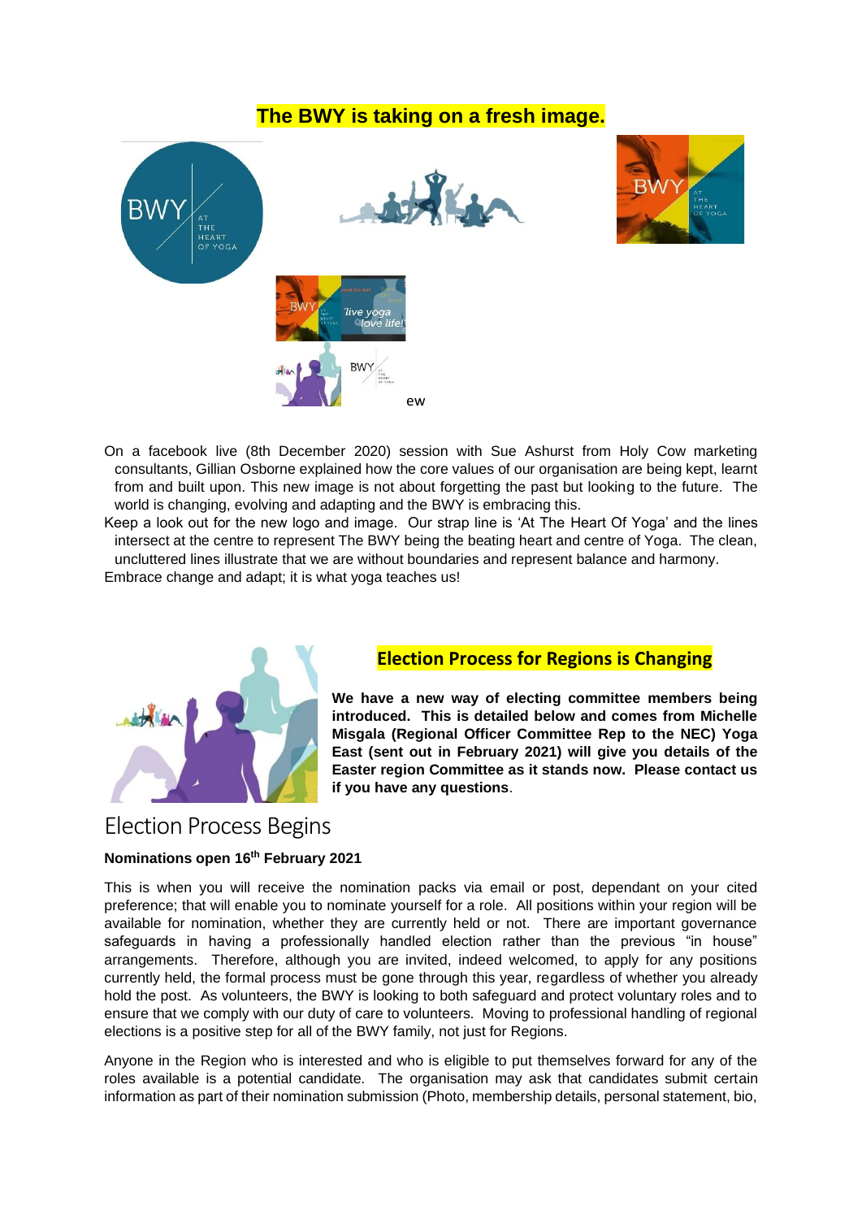## The BWY is taking on a fresh image.

ew

On a facebook live (8th December 2020) session with Sue Ashurst from Holy Cow marketing consultants, Gillian Osborne explained how the core values of our organisation are being kept, learnt from and built upon. This new image is not about forgetting the past but looking to the future. The world is changing, evolving and adapting and the BWY is embracing this.

Keep a look out for the new logo and image. Our strap line is 'At The Heart Of Yoga' and the lines intersect at the centre to represent The BWY being the beating heart and centre of Yoga. The clean, uncluttered lines illustrate that we are without boundaries and represent balance and harmony.

Embrace change and adapt; it is what yoga teaches us!

## Election Process for Regions is Changing

**We have a new way of electing committee members being introduced. This is detailed below and comes from Michelle Misgala (Regional Officer Committee Rep to the NEC) Yoga East (sent out in February 2021) will give you details of the Easter region Committee as it stands now. Please contact us if you have any questions**.

## Election Process Begins

**Nominations open 16th February 2021**

This is when you will receive the nomination packs via email or post, dependant on your cited preference; that will enable you to nominate yourself for a role. All positions within your region will be available for nomination, whether they are currently held or not. There are important governance safeguards in having a professionally handled election rather than the previous "in house" arrangements. Therefore, although you are invited, indeed welcomed, to apply for any positions currently held, the formal process must be gone through this year, regardless of whether you already hold the post. As volunteers, the BWY is looking to both safeguard and protect voluntary roles and to ensure that we comply with our duty of care to volunteers. Moving to professional handling of regional elections is a positive step for all of the BWY family, not just for Regions.

Anyone in the Region who is interested and who is eligible to put themselves forward for any of the roles available is a potential candidate. The organisation may ask that candidates submit certain information as part of their nomination submission (Photo, membership details, personal statement, bio,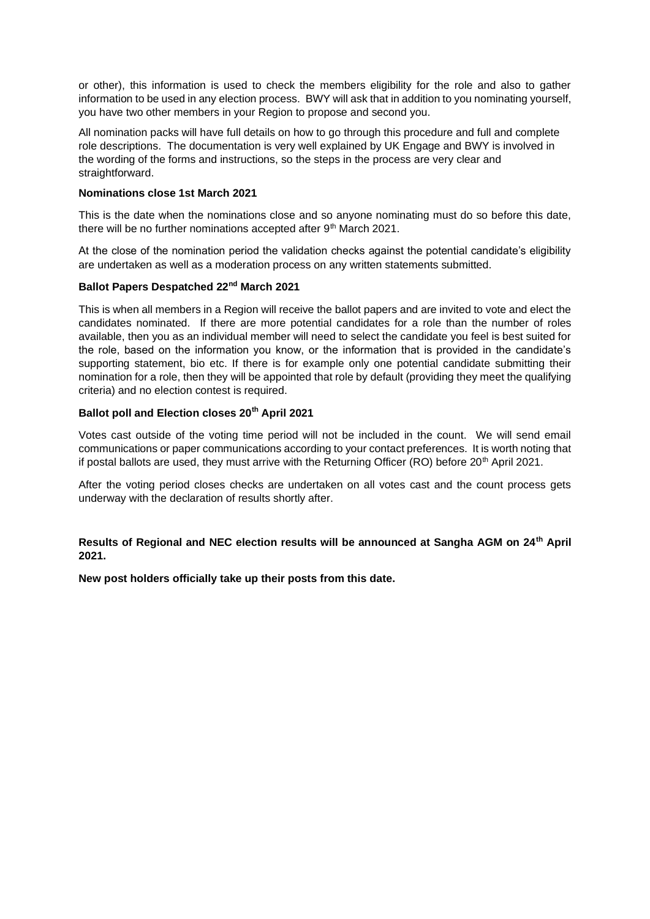or other), this information is used to check the members eligibility for the role and also to gather information to be used in any election process. BWY will ask that in addition to you nominating yourself, you have two other members in your Region to propose and second you.

All nomination packs will have full details on how to go through this procedure and full and complete role descriptions. The documentation is very well explained by UK Engage and BWY is involved in the wording of the forms and instructions, so the steps in the process are very clear and straightforward.

**Nominations close 1st March 2021**

This is the date when the nominations close and so anyone nominating must do so before this date, there will be no further nominations accepted after 9th March 2021.

At the close of the nomination period the validation checks against the potential candidate's eligibility are undertaken as well as a moderation process on any written statements submitted.

**Ballot Papers Despatched 22nd March 2021**

This is when all members in a Region will receive the ballot papers and are invited to vote and elect the candidates nominated. If there are more potential candidates for a role than the number of roles available, then you as an individual member will need to select the candidate you feel is best suited for the role, based on the information you know, or the information that is provided in the candidate's supporting statement, bio etc. If there is for example only one potential candidate submitting their nomination for a role, then they will be appointed that role by default (providing they meet the qualifying criteria) and no election contest is required.

**Ballot poll and Election closes 20th April 2021**

Votes cast outside of the voting time period will not be included in the count. We will send email communications or paper communications according to your contact preferences. It is worth noting that if postal ballots are used, they must arrive with the Returning Officer (RO) before 20th April 2021.

After the voting period closes checks are undertaken on all votes cast and the count process gets underway with the declaration of results shortly after.

**Results of Regional and NEC election results will be announced at Sangha AGM on 24th April 2021.**

**New post holders officially take up their posts from this date.**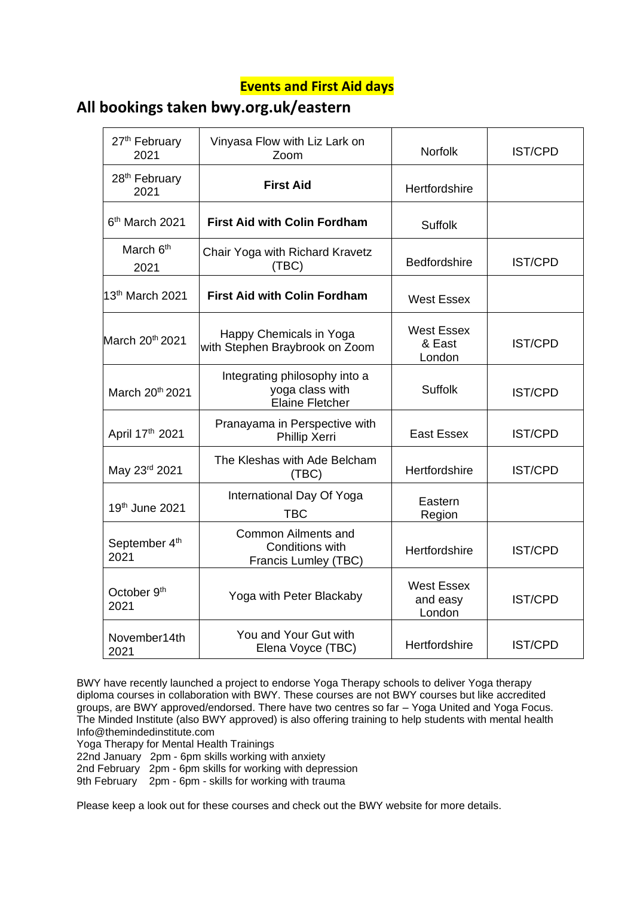**Events and First Aid days**

## All bookings taken bwy.org.uk/eastern

| | | | |
|---|---|---|---|
| 27th February 2021 | Vinyasa Flow with Liz Lark on Zoom | Norfolk | IST/CPD |
| 28th February 2021 | **First Aid** | Hertfordshire | |
| 6th March 2021 | **First Aid with Colin Fordham** | Suffolk | |
| March 6th 2021 | Chair Yoga with Richard Kravetz (TBC) | Bedfordshire | IST/CPD |
| 13th March 2021 | **First Aid with Colin Fordham** | West Essex | |
| March 20th 2021 | Happy Chemicals in Yoga with Stephen Braybrook on Zoom | West Essex & East London | IST/CPD |
| March 20th 2021 | Integrating philosophy into a yoga class with Elaine Fletcher | Suffolk | IST/CPD |
| April 17th 2021 | Pranayama in Perspective with Phillip Xerri | East Essex | IST/CPD |
| May 23rd 2021 | The Kleshas with Ade Belcham (TBC) | Hertfordshire | IST/CPD |
| 19th June 2021 | International Day Of Yoga TBC | Eastern Region | |
| September 4th 2021 | Common Ailments and Conditions with Francis Lumley (TBC) | Hertfordshire | IST/CPD |
| October 9th 2021 | Yoga with Peter Blackaby | West Essex and easy London | IST/CPD |
| November14th 2021 | You and Your Gut with Elena Voyce (TBC) | Hertfordshire | IST/CPD |

BWY have recently launched a project to endorse Yoga Therapy schools to deliver Yoga therapy diploma courses in collaboration with BWY. These courses are not BWY courses but like accredited groups, are BWY approved/endorsed. There have two centres so far – Yoga United and Yoga Focus. The Minded Institute (also BWY approved) is also offering training to help students with mental health Info@themindedinstitute.com

Yoga Therapy for Mental Health Trainings

22nd January 2pm - 6pm skills working with anxiety
2nd February 2pm - 6pm skills for working with depression
9th February 2pm - 6pm - skills for working with trauma

Please keep a look out for these courses and check out the BWY website for more details.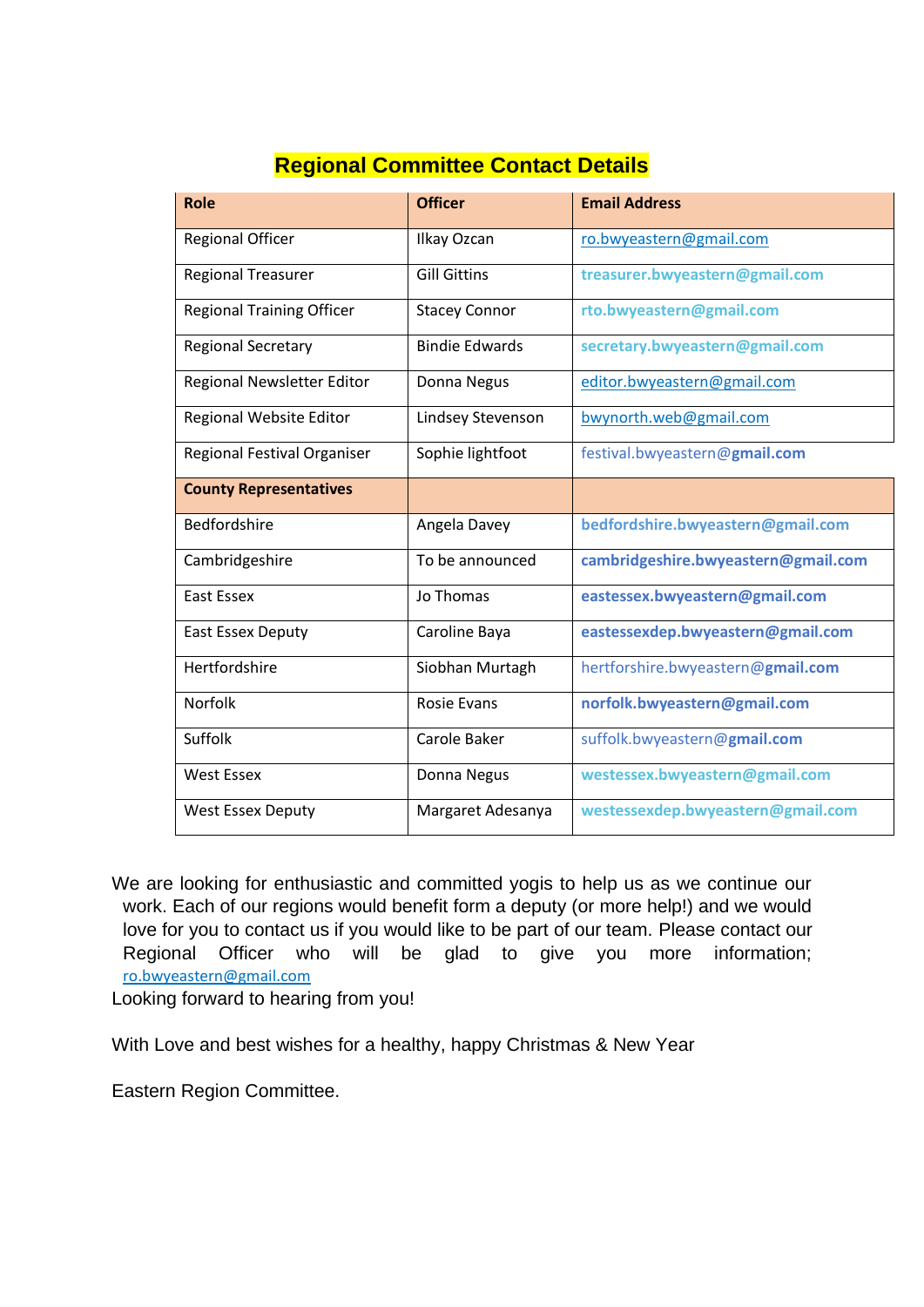## Regional Committee Contact Details

| Role | Officer | Email Address |
|---|---|---|
| Regional Officer | Ilkay Ozcan | ro.bwyeastern@gmail.com |
| Regional Treasurer | Gill Gittins | treasurer.bwyeastern@gmail.com |
| Regional Training Officer | Stacey Connor | rto.bwyeastern@gmail.com |
| Regional Secretary | Bindie Edwards | secretary.bwyeastern@gmail.com |
| Regional Newsletter Editor | Donna Negus | editor.bwyeastern@gmail.com |
| Regional Website Editor | Lindsey Stevenson | bwynorth.web@gmail.com |
| Regional Festival Organiser | Sophie lightfoot | festival.bwyeastern@gmail.com |
| **County Representatives** | | |
| Bedfordshire | Angela Davey | bedfordshire.bwyeastern@gmail.com |
| Cambridgeshire | To be announced | cambridgeshire.bwyeastern@gmail.com |
| East Essex | Jo Thomas | eastessex.bwyeastern@gmail.com |
| East Essex Deputy | Caroline Baya | eastessexdep.bwyeastern@gmail.com |
| Hertfordshire | Siobhan Murtagh | hertforshire.bwyeastern@gmail.com |
| Norfolk | Rosie Evans | norfolk.bwyeastern@gmail.com |
| Suffolk | Carole Baker | suffolk.bwyeastern@gmail.com |
| West Essex | Donna Negus | westessex.bwyeastern@gmail.com |
| West Essex Deputy | Margaret Adesanya | westessexdep.bwyeastern@gmail.com |

We are looking for enthusiastic and committed yogis to help us as we continue our work. Each of our regions would benefit form a deputy (or more help!) and we would love for you to contact us if you would like to be part of our team. Please contact our Regional Officer who will be glad to give you more information; ro.bwyeastern@gmail.com

Looking forward to hearing from you!

With Love and best wishes for a healthy, happy Christmas & New Year

Eastern Region Committee.